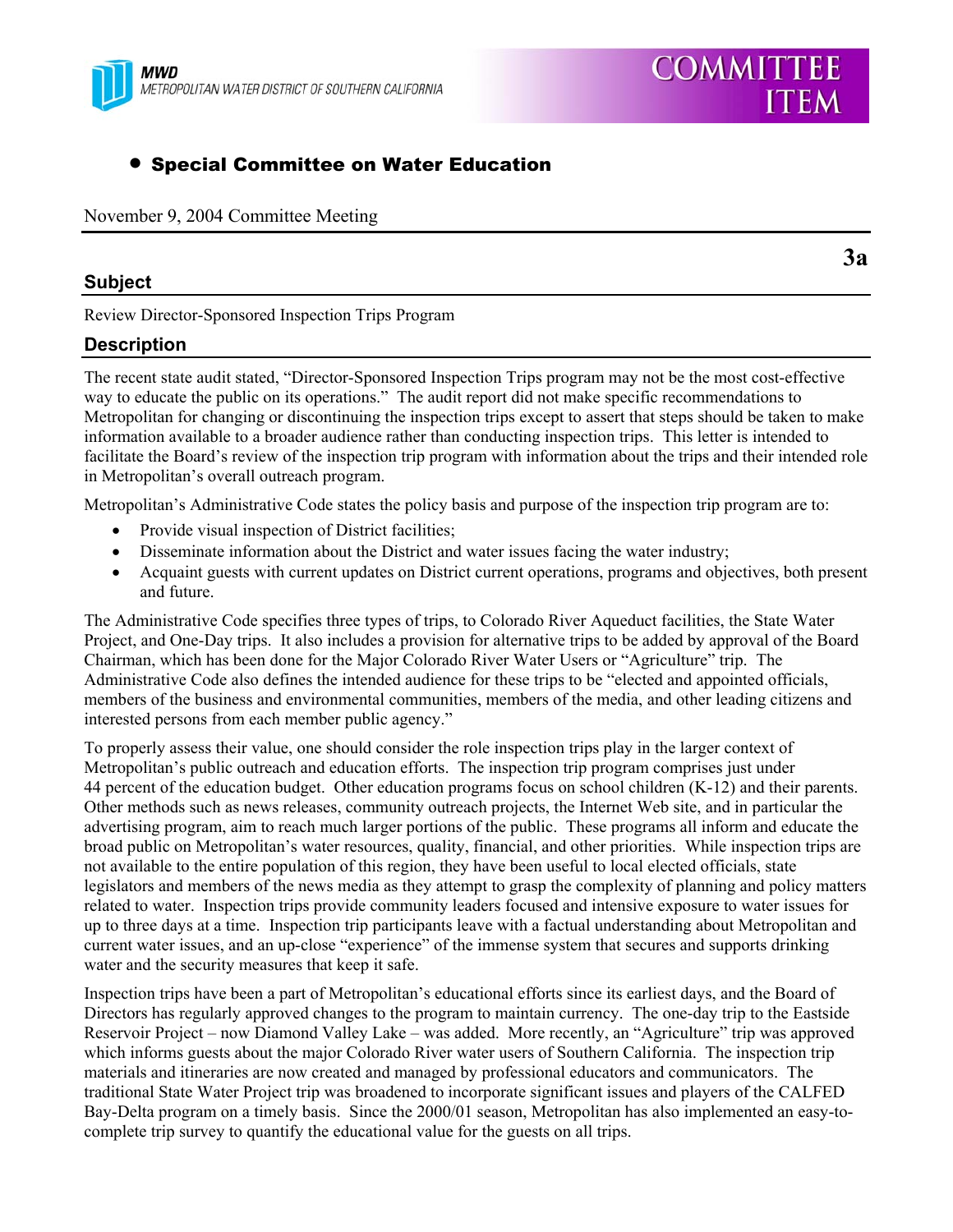MWD
METROPOLITAN WATER DISTRICT OF SOUTHERN CALIFORNIA

COMMITTEE ITEM

- **Special Committee on Water Education**

November 9, 2004 Committee Meeting

**3a**

## Subject

Review Director-Sponsored Inspection Trips Program

## Description

The recent state audit stated, "Director-Sponsored Inspection Trips program may not be the most cost-effective way to educate the public on its operations." The audit report did not make specific recommendations to Metropolitan for changing or discontinuing the inspection trips except to assert that steps should be taken to make information available to a broader audience rather than conducting inspection trips. This letter is intended to facilitate the Board's review of the inspection trip program with information about the trips and their intended role in Metropolitan's overall outreach program.

Metropolitan's Administrative Code states the policy basis and purpose of the inspection trip program are to:

- Provide visual inspection of District facilities;
- Disseminate information about the District and water issues facing the water industry;
- Acquaint guests with current updates on District current operations, programs and objectives, both present and future.

The Administrative Code specifies three types of trips, to Colorado River Aqueduct facilities, the State Water Project, and One-Day trips. It also includes a provision for alternative trips to be added by approval of the Board Chairman, which has been done for the Major Colorado River Water Users or "Agriculture" trip. The Administrative Code also defines the intended audience for these trips to be "elected and appointed officials, members of the business and environmental communities, members of the media, and other leading citizens and interested persons from each member public agency."

To properly assess their value, one should consider the role inspection trips play in the larger context of Metropolitan's public outreach and education efforts. The inspection trip program comprises just under 44 percent of the education budget. Other education programs focus on school children (K-12) and their parents. Other methods such as news releases, community outreach projects, the Internet Web site, and in particular the advertising program, aim to reach much larger portions of the public. These programs all inform and educate the broad public on Metropolitan's water resources, quality, financial, and other priorities. While inspection trips are not available to the entire population of this region, they have been useful to local elected officials, state legislators and members of the news media as they attempt to grasp the complexity of planning and policy matters related to water. Inspection trips provide community leaders focused and intensive exposure to water issues for up to three days at a time. Inspection trip participants leave with a factual understanding about Metropolitan and current water issues, and an up-close "experience" of the immense system that secures and supports drinking water and the security measures that keep it safe.

Inspection trips have been a part of Metropolitan's educational efforts since its earliest days, and the Board of Directors has regularly approved changes to the program to maintain currency. The one-day trip to the Eastside Reservoir Project – now Diamond Valley Lake – was added. More recently, an "Agriculture" trip was approved which informs guests about the major Colorado River water users of Southern California. The inspection trip materials and itineraries are now created and managed by professional educators and communicators. The traditional State Water Project trip was broadened to incorporate significant issues and players of the CALFED Bay-Delta program on a timely basis. Since the 2000/01 season, Metropolitan has also implemented an easy-to-complete trip survey to quantify the educational value for the guests on all trips.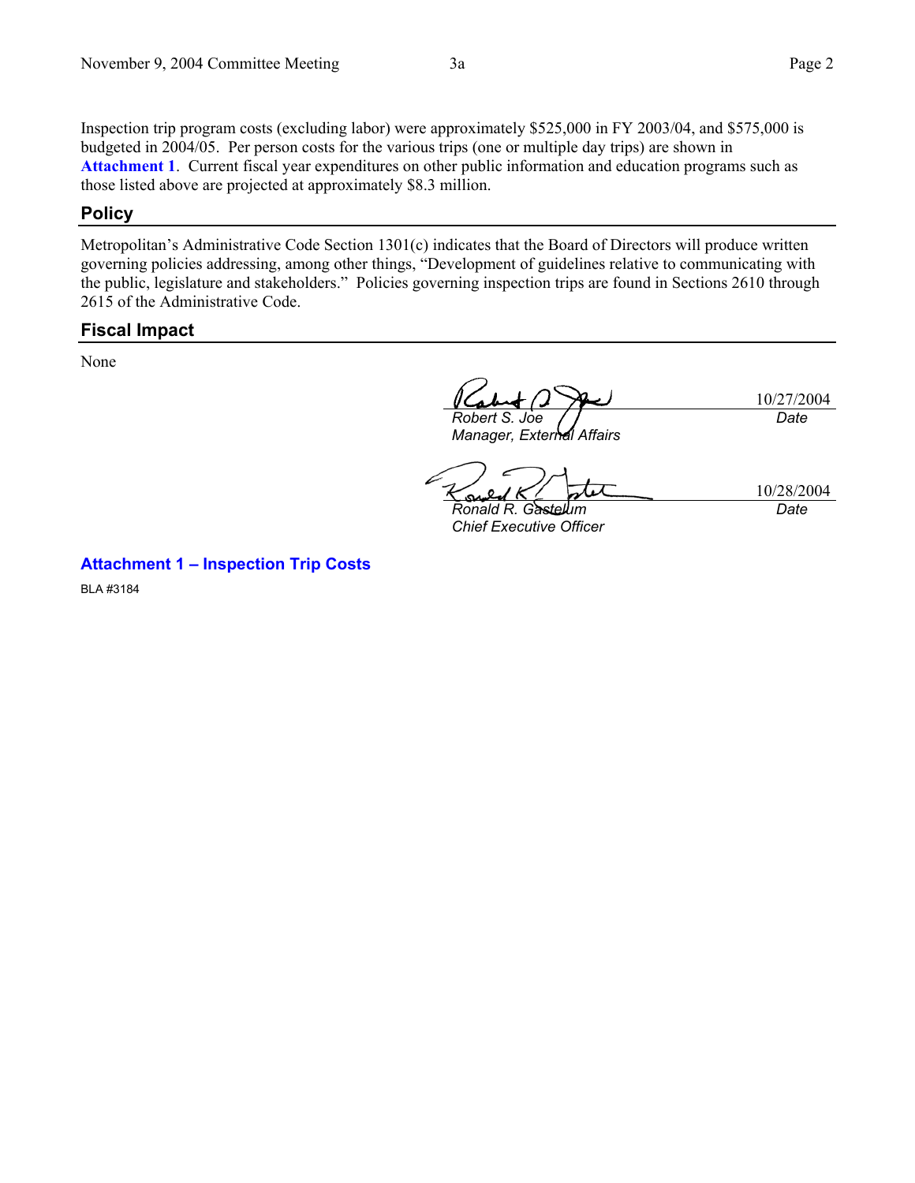Inspection trip program costs (excluding labor) were approximately $525,000 in FY 2003/04, and $575,000 is budgeted in 2004/05. Per person costs for the various trips (one or multiple day trips) are shown in **Attachment 1**. Current fiscal year expenditures on other public information and education programs such as those listed above are projected at approximately $8.3 million.

## Policy

Metropolitan's Administrative Code Section 1301(c) indicates that the Board of Directors will produce written governing policies addressing, among other things, "Development of guidelines relative to communicating with the public, legislature and stakeholders." Policies governing inspection trips are found in Sections 2610 through 2615 of the Administrative Code.

## Fiscal Impact

None

| | |
|---|---|
| *Robert S. Joe*<br>*Manager, External Affairs* | 10/27/2004<br>*Date* |
| *Ronald R. Gastelum*<br>*Chief Executive Officer* | 10/28/2004<br>*Date* |

**Attachment 1 – Inspection Trip Costs**

BLA #3184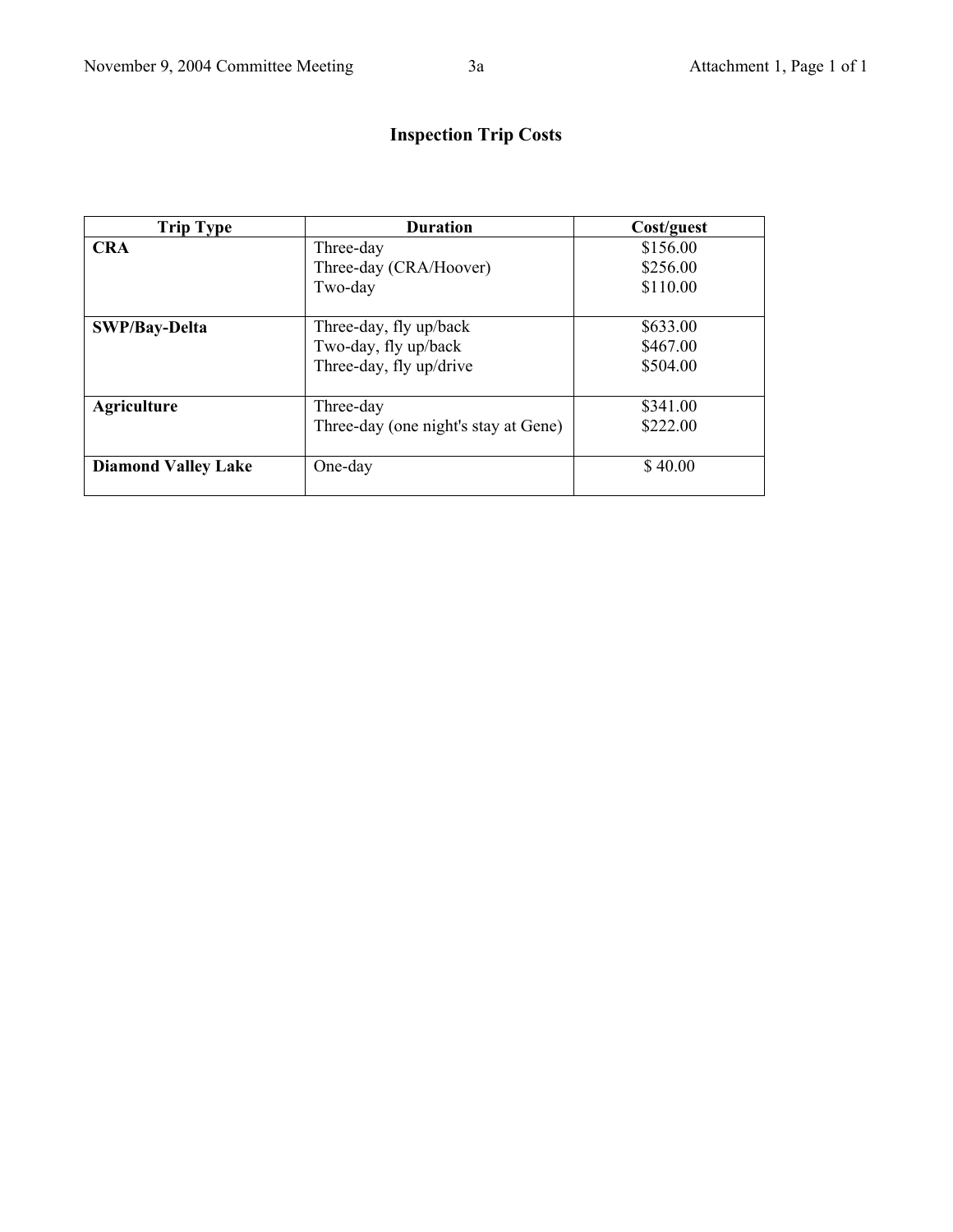# Inspection Trip Costs

| Trip Type | Duration | Cost/guest |
|---|---|---|
| **CRA** | Three-day<br>Three-day (CRA/Hoover)<br>Two-day | $156.00<br>$256.00<br>$110.00 |
| **SWP/Bay-Delta** | Three-day, fly up/back<br>Two-day, fly up/back<br>Three-day, fly up/drive | $633.00<br>$467.00<br>$504.00 |
| **Agriculture** | Three-day<br>Three-day (one night's stay at Gene) | $341.00<br>$222.00 |
| **Diamond Valley Lake** | One-day | $ 40.00 |